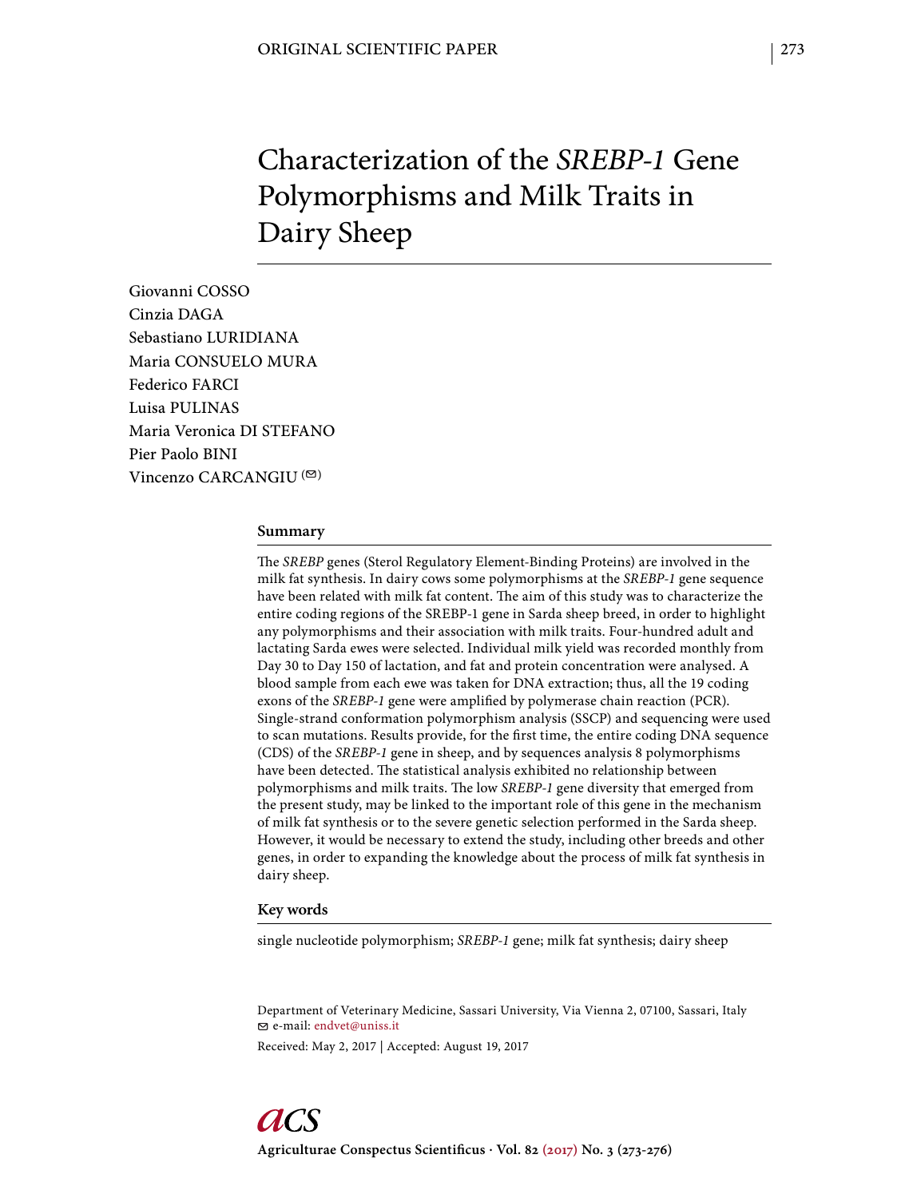# Characterization of the *SREBP-1* Gene Polymorphisms and Milk Traits in Dairy Sheep

Giovanni COSSO
Cinzia DAGA
Sebastiano LURIDIANA
Maria CONSUELO MURA
Federico FARCI
Luisa PULINAS
Maria Veronica DI STEFANO
Pier Paolo BINI
Vincenzo CARCANGIU (✉)

## Summary

The *SREBP* genes (Sterol Regulatory Element-Binding Proteins) are involved in the milk fat synthesis. In dairy cows some polymorphisms at the *SREBP-1* gene sequence have been related with milk fat content. The aim of this study was to characterize the entire coding regions of the SREBP-1 gene in Sarda sheep breed, in order to highlight any polymorphisms and their association with milk traits. Four-hundred adult and lactating Sarda ewes were selected. Individual milk yield was recorded monthly from Day 30 to Day 150 of lactation, and fat and protein concentration were analysed. A blood sample from each ewe was taken for DNA extraction; thus, all the 19 coding exons of the *SREBP-1* gene were amplified by polymerase chain reaction (PCR). Single-strand conformation polymorphism analysis (SSCP) and sequencing were used to scan mutations. Results provide, for the first time, the entire coding DNA sequence (CDS) of the *SREBP-1* gene in sheep, and by sequences analysis 8 polymorphisms have been detected. The statistical analysis exhibited no relationship between polymorphisms and milk traits. The low *SREBP-1* gene diversity that emerged from the present study, may be linked to the important role of this gene in the mechanism of milk fat synthesis or to the severe genetic selection performed in the Sarda sheep. However, it would be necessary to extend the study, including other breeds and other genes, in order to expanding the knowledge about the process of milk fat synthesis in dairy sheep.

## Key words

single nucleotide polymorphism; *SREBP-1* gene; milk fat synthesis; dairy sheep

Department of Veterinary Medicine, Sassari University, Via Vienna 2, 07100, Sassari, Italy
✉ e-mail: endvet@uniss.it

Received: May 2, 2017 | Accepted: August 19, 2017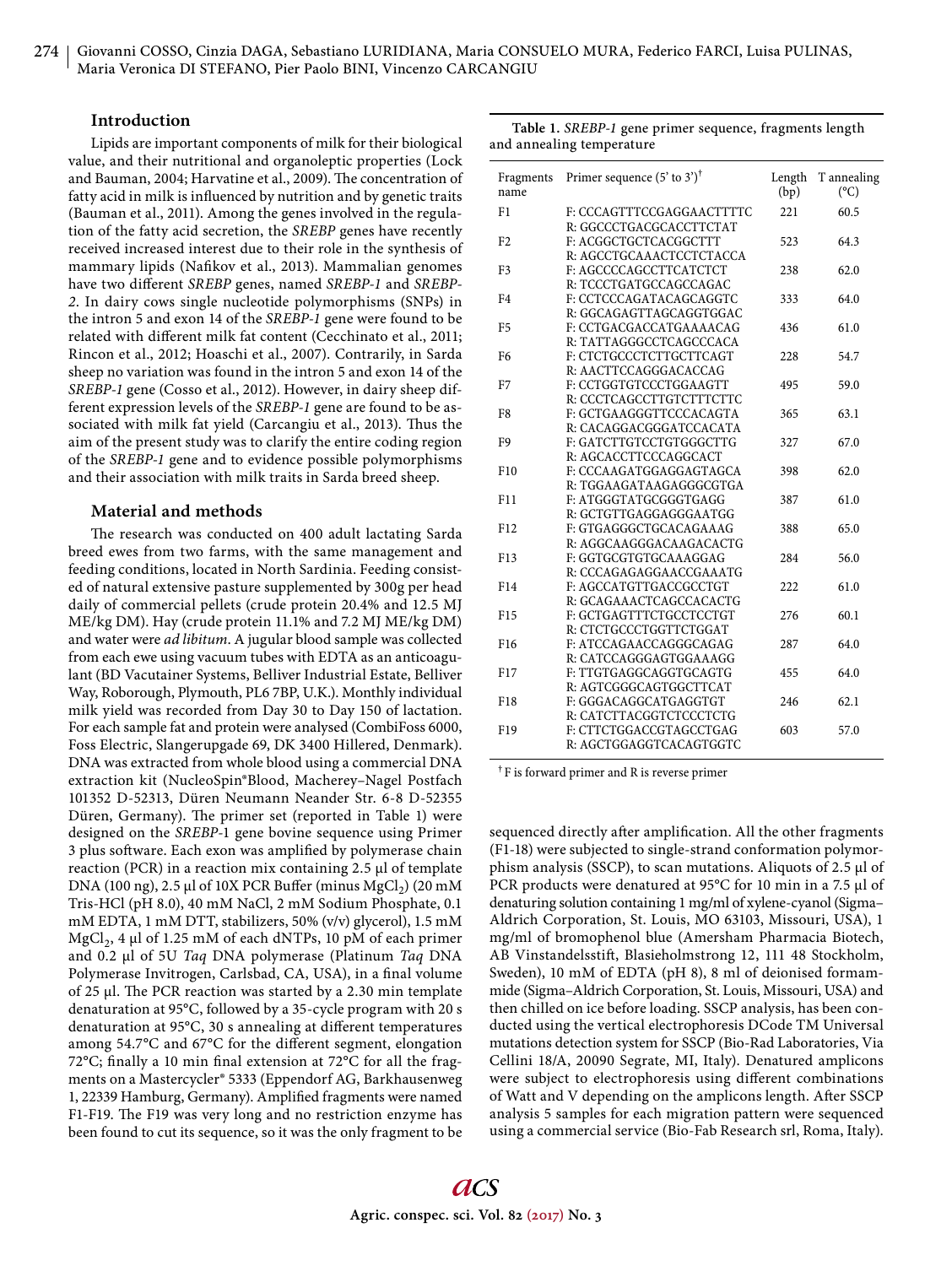## Introduction

Lipids are important components of milk for their biological value, and their nutritional and organoleptic properties (Lock and Bauman, 2004; Harvatine et al., 2009). The concentration of fatty acid in milk is influenced by nutrition and by genetic traits (Bauman et al., 2011). Among the genes involved in the regulation of the fatty acid secretion, the *SREBP* genes have recently received increased interest due to their role in the synthesis of mammary lipids (Nafikov et al., 2013). Mammalian genomes have two different *SREBP* genes, named *SREBP-1* and *SREBP-2*. In dairy cows single nucleotide polymorphisms (SNPs) in the intron 5 and exon 14 of the *SREBP-1* gene were found to be related with different milk fat content (Cecchinato et al., 2011; Rincon et al., 2012; Hoaschi et al., 2007). Contrarily, in Sarda sheep no variation was found in the intron 5 and exon 14 of the *SREBP-1* gene (Cosso et al., 2012). However, in dairy sheep different expression levels of the *SREBP-1* gene are found to be associated with milk fat yield (Carcangiu et al., 2013). Thus the aim of the present study was to clarify the entire coding region of the *SREBP-1* gene and to evidence possible polymorphisms and their association with milk traits in Sarda breed sheep.

## Material and methods

The research was conducted on 400 adult lactating Sarda breed ewes from two farms, with the same management and feeding conditions, located in North Sardinia. Feeding consisted of natural extensive pasture supplemented by 300g per head daily of commercial pellets (crude protein 20.4% and 12.5 MJ ME/kg DM). Hay (crude protein 11.1% and 7.2 MJ ME/kg DM) and water were *ad libitum*. A jugular blood sample was collected from each ewe using vacuum tubes with EDTA as an anticoagulant (BD Vacutainer Systems, Belliver Industrial Estate, Belliver Way, Roborough, Plymouth, PL6 7BP, U.K.). Monthly individual milk yield was recorded from Day 30 to Day 150 of lactation. For each sample fat and protein were analysed (CombiFoss 6000, Foss Electric, Slangerupgade 69, DK 3400 Hillered, Denmark). DNA was extracted from whole blood using a commercial DNA extraction kit (NucleoSpin®Blood, Macherey–Nagel Postfach 101352 D-52313, Düren Neumann Neander Str. 6-8 D-52355 Düren, Germany). The primer set (reported in Table 1) were designed on the *SREBP*-1 gene bovine sequence using Primer 3 plus software. Each exon was amplified by polymerase chain reaction (PCR) in a reaction mix containing 2.5 µl of template DNA (100 ng), 2.5 µl of 10X PCR Buffer (minus $MgCl_2$) (20 mM Tris-HCl (pH 8.0), 40 mM NaCl, 2 mM Sodium Phosphate, 0.1 mM EDTA, 1 mM DTT, stabilizers, 50% (v/v) glycerol), 1.5 mM $MgCl_2$, 4 µl of 1.25 mM of each dNTPs, 10 pM of each primer and 0.2 µl of 5U *Taq* DNA polymerase (Platinum *Taq* DNA Polymerase Invitrogen, Carlsbad, CA, USA), in a final volume of 25 µl. The PCR reaction was started by a 2.30 min template denaturation at 95°C, followed by a 35-cycle program with 20 s denaturation at 95°C, 30 s annealing at different temperatures among 54.7°C and 67°C for the different segment, elongation 72°C; finally a 10 min final extension at 72°C for all the fragments on a Mastercycler® 5333 (Eppendorf AG, Barkhausenweg 1, 22339 Hamburg, Germany). Amplified fragments were named F1-F19. The F19 was very long and no restriction enzyme has been found to cut its sequence, so it was the only fragment to be sequenced directly after amplification. All the other fragments (F1-18) were subjected to single-strand conformation polymorphism analysis (SSCP), to scan mutations. Aliquots of 2.5 µl of PCR products were denatured at 95°C for 10 min in a 7.5 µl of denaturing solution containing 1 mg/ml of xylene-cyanol (Sigma–Aldrich Corporation, St. Louis, MO 63103, Missouri, USA), 1 mg/ml of bromophenol blue (Amersham Pharmacia Biotech, AB Vinstandelsstift, Blasieholmstrong 12, 111 48 Stockholm, Sweden), 10 mM of EDTA (pH 8), 8 ml of deionised formammide (Sigma–Aldrich Corporation, St. Louis, Missouri, USA) and then chilled on ice before loading. SSCP analysis, has been conducted using the vertical electrophoresis DCode TM Universal mutations detection system for SSCP (Bio-Rad Laboratories, Via Cellini 18/A, 20090 Segrate, MI, Italy). Denatured amplicons were subject to electrophoresis using different combinations of Watt and V depending on the amplicons length. After SSCP analysis 5 samples for each migration pattern were sequenced using a commercial service (Bio-Fab Research srl, Roma, Italy).

**Table 1.** *SREBP-1* gene primer sequence, fragments length and annealing temperature

| Fragments name | Primer sequence (5' to 3')[†] | Length (bp) | T annealing (°C) |
|---|---|---|---|
| F1 | F: CCCAGTTTCCGAGGAACTTTTC<br>R: GGCCCTGACGCACCTTCTAT | 221 | 60.5 |
| F2 | F: ACGGCTGCTCACGGCTTT<br>R: AGCCTGCAAACTCCTCTACCA | 523 | 64.3 |
| F3 | F: AGCCCCAGCCTTCATCTCT<br>R: TCCCTGATGCCAGCCAGAC | 238 | 62.0 |
| F4 | F: CCTCCCAGATACAGCAGGTC<br>R: GGCAGAGTTAGCAGGTGGAC | 333 | 64.0 |
| F5 | F: CCTGACGACCATGAAAACAG<br>R: TATTAGGGCCTCAGCCCACA | 436 | 61.0 |
| F6 | F: CTCTGCCCTCTTGCTTCAGT<br>R: AACTTCCAGGGACACCAG | 228 | 54.7 |
| F7 | F: CCTGGTGTCCCTGGAAGTT<br>R: CCCTCAGCCTTGTCTTTCTTC | 495 | 59.0 |
| F8 | F: GCTGAAGGGTTCCCACAGTA<br>R: CACAGGACGGGATCCACATA | 365 | 63.1 |
| F9 | F: GATCTTGTCCTGTGGGCTTG<br>R: AGCACCTTCCCAGGCACT | 327 | 67.0 |
| F10 | F: CCCAAGATGGAGGAGTAGCA<br>R: TGGAAGATAAGAGGGCGTGA | 398 | 62.0 |
| F11 | F: ATGGGTATGCGGGTGAGG<br>R: GCTGTTGAGGAGGGAATGG | 387 | 61.0 |
| F12 | F: GTGAGGGCTGCACAGAAAG<br>R: AGGCAAGGGACAAGACACTG | 388 | 65.0 |
| F13 | F: GGTGCGTGTGCAAAGGAG<br>R: CCCAGAGAGGAACCGAAATG | 284 | 56.0 |
| F14 | F: AGCCATGTTGACCGCCTGT<br>R: GCAGAAACTCAGCCACACTG | 222 | 61.0 |
| F15 | F: GCTGAGTTTCTGCCTCCTGT<br>R: CTCTGCCCTGGTTCTGGAT | 276 | 60.1 |
| F16 | F: ATCCAGAACCAGGGCAGAG<br>R: CATCCAGGGAGTGGAAAGG | 287 | 64.0 |
| F17 | F: TTGTGAGGCAGGTGCAGTG<br>R: AGTCGGGCAGTGGCTTCAT | 455 | 64.0 |
| F18 | F: GGGACAGGCATGAGGTGT<br>R: CATCTTACGGTCTCCCTCTG | 246 | 62.1 |
| F19 | F: CTTCTGGACCGTAGCCTGAG<br>R: AGCTGGAGGTCACAGTGGTC | 603 | 57.0 |

[†] F is forward primer and R is reverse primer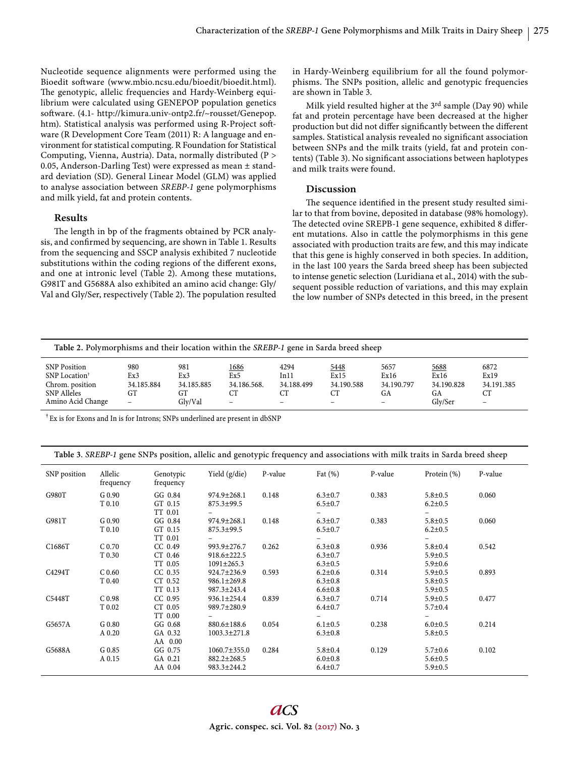Nucleotide sequence alignments were performed using the Bioedit software (www.mbio.ncsu.edu/bioedit/bioedit.html). The genotypic, allelic frequencies and Hardy-Weinberg equilibrium were calculated using GENEPOP population genetics software. (4.1- http://kimura.univ-ontp2.fr/~rousset/Genepop.htm). Statistical analysis was performed using R-Project software (R Development Core Team (2011) R: A language and environment for statistical computing. R Foundation for Statistical Computing, Vienna, Austria). Data, normally distributed (P > 0.05, Anderson-Darling Test) were expressed as mean ± standard deviation (SD). General Linear Model (GLM) was applied to analyse association between *SREBP-1* gene polymorphisms and milk yield, fat and protein contents.

## Results

The length in bp of the fragments obtained by PCR analysis, and confirmed by sequencing, are shown in Table 1. Results from the sequencing and SSCP analysis exhibited 7 nucleotide substitutions within the coding regions of the different exons, and one at intronic level (Table 2). Among these mutations, G981T and G5688A also exhibited an amino acid change: Gly/Val and Gly/Ser, respectively (Table 2). The population resulted in Hardy-Weinberg equilibrium for all the found polymorphisms. The SNPs position, allelic and genotypic frequencies are shown in Table 3.

Milk yield resulted higher at the 3rd sample (Day 90) while fat and protein percentage have been decreased at the higher production but did not differ significantly between the different samples. Statistical analysis revealed no significant association between SNPs and the milk traits (yield, fat and protein contents) (Table 3). No significant associations between haplotypes and milk traits were found.

## Discussion

The sequence identified in the present study resulted similar to that from bovine, deposited in database (98% homology). The detected ovine SREPB-1 gene sequence, exhibited 8 different mutations. Also in cattle the polymorphisms in this gene associated with production traits are few, and this may indicate that this gene is highly conserved in both species. In addition, in the last 100 years the Sarda breed sheep has been subjected to intense genetic selection (Luridiana et al., 2014) with the subsequent possible reduction of variations, and this may explain the low number of SNPs detected in this breed, in the present

**Table 2.** Polymorphisms and their location within the *SREBP-1* gene in Sarda breed sheep

| SNP Position | 980 | 981 | <u>1686</u> | 4294 | <u>5448</u> | 5657 | <u>5688</u> | 6872 |
|---|---|---|---|---|---|---|---|---|
| SNP Location† | Ex3 | Ex3 | Ex5 | In11 | Ex15 | Ex16 | Ex16 | Ex19 |
| Chrom. position | 34.185.884 | 34.185.885 | 34.186.568. | 34.188.499 | 34.190.588 | 34.190.797 | 34.190.828 | 34.191.385 |
| SNP Alleles | GT | GT | CT | CT | CT | GA | GA | CT |
| Amino Acid Change | – | Gly/Val | – | – | – | – | Gly/Ser | – |

† Ex is for Exons and In is for Introns; SNPs underlined are present in dbSNP

**Table 3.** *SREBP-1* gene SNPs position, allelic and genotypic frequency and associations with milk traits in Sarda breed sheep

| SNP position | Allelic frequency | Genotypic frequency | Yield (g/die) | P-value | Fat (%) | P-value | Protein (%) | P-value |
|---|---|---|---|---|---|---|---|---|
| G980T | G 0.90 | GG 0.84 | 974.9±268.1 | 0.148 | 6.3±0.7 | 0.383 | 5.8±0.5 | 0.060 |
| | T 0.10 | GT 0.15 | 875.3±99.5 | | 6.5±0.7 | | 6.2±0.5 | |
| | | TT 0.01 | – | | – | | – | |
| G981T | G 0.90 | GG 0.84 | 974.9±268.1 | 0.148 | 6.3±0.7 | 0.383 | 5.8±0.5 | 0.060 |
| | T 0.10 | GT 0.15 | 875.3±99.5 | | 6.5±0.7 | | 6.2±0.5 | |
| | | TT 0.01 | – | | – | | – | |
| C1686T | C 0.70 | CC 0.49 | 993.9±276.7 | 0.262 | 6.3±0.8 | 0.936 | 5.8±0.4 | 0.542 |
| | T 0.30 | CT 0.46 | 918.6±222.5 | | 6.3±0.7 | | 5.9±0.5 | |
| | | TT 0.05 | 1091±265.3 | | 6.3±0.5 | | 5.9±0.6 | |
| C4294T | C 0.60 | CC 0.35 | 924.7±236.9 | 0.593 | 6.2±0.6 | 0.314 | 5.9±0.5 | 0.893 |
| | T 0.40 | CT 0.52 | 986.1±269.8 | | 6.3±0.8 | | 5.8±0.5 | |
| | | TT 0.13 | 987.3±243.4 | | 6.6±0.8 | | 5.9±0.5 | |
| C5448T | C 0.98 | CC 0.95 | 936.1±254.4 | 0.839 | 6.3±0.7 | 0.714 | 5.9±0.5 | 0.477 |
| | T 0.02 | CT 0.05 | 989.7±280.9 | | 6.4±0.7 | | 5.7±0.4 | |
| | | TT 0.00 | – | | – | | – | |
| G5657A | G 0.80 | GG 0.68 | 880.6±188.6 | 0.054 | 6.1±0.5 | 0.238 | 6.0±0.5 | 0.214 |
| | A 0.20 | GA 0.32 | 1003.3±271.8 | | 6.3±0.8 | | 5.8±0.5 | |
| | | AA 0.00 | | | | | | |
| G5688A | G 0.85 | GG 0.75 | 1060.7±355.0 | 0.284 | 5.8±0.4 | 0.129 | 5.7±0.6 | 0.102 |
| | A 0.15 | GA 0.21 | 882.2±268.5 | | 6.0±0.8 | | 5.6±0.5 | |
| | | AA 0.04 | 983.3±244.2 | | 6.4±0.7 | | 5.9±0.5 | |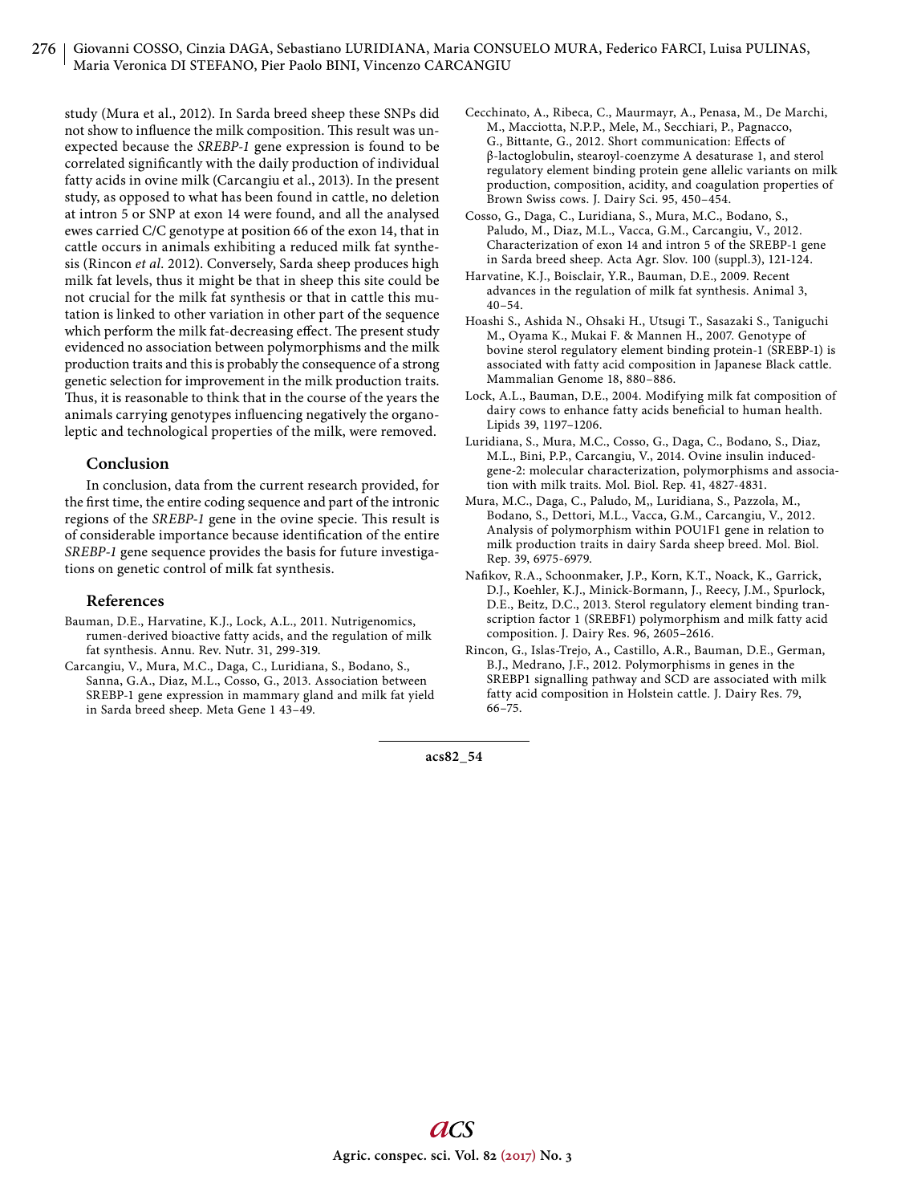study (Mura et al., 2012). In Sarda breed sheep these SNPs did not show to influence the milk composition. This result was unexpected because the *SREBP-1* gene expression is found to be correlated significantly with the daily production of individual fatty acids in ovine milk (Carcangiu et al., 2013). In the present study, as opposed to what has been found in cattle, no deletion at intron 5 or SNP at exon 14 were found, and all the analysed ewes carried C/C genotype at position 66 of the exon 14, that in cattle occurs in animals exhibiting a reduced milk fat synthesis (Rincon *et al.* 2012). Conversely, Sarda sheep produces high milk fat levels, thus it might be that in sheep this site could be not crucial for the milk fat synthesis or that in cattle this mutation is linked to other variation in other part of the sequence which perform the milk fat-decreasing effect. The present study evidenced no association between polymorphisms and the milk production traits and this is probably the consequence of a strong genetic selection for improvement in the milk production traits. Thus, it is reasonable to think that in the course of the years the animals carrying genotypes influencing negatively the organoleptic and technological properties of the milk, were removed.

## Conclusion

In conclusion, data from the current research provided, for the first time, the entire coding sequence and part of the intronic regions of the *SREBP-1* gene in the ovine specie. This result is of considerable importance because identification of the entire *SREBP-1* gene sequence provides the basis for future investigations on genetic control of milk fat synthesis.

## References

Bauman, D.E., Harvatine, K.J., Lock, A.L., 2011. Nutrigenomics, rumen-derived bioactive fatty acids, and the regulation of milk fat synthesis. Annu. Rev. Nutr. 31, 299-319.

Carcangiu, V., Mura, M.C., Daga, C., Luridiana, S., Bodano, S., Sanna, G.A., Diaz, M.L., Cosso, G., 2013. Association between SREBP-1 gene expression in mammary gland and milk fat yield in Sarda breed sheep. Meta Gene 1 43–49.

Cecchinato, A., Ribeca, C., Maurmayr, A., Penasa, M., De Marchi, M., Macciotta, N.P.P., Mele, M., Secchiari, P., Pagnacco, G., Bittante, G., 2012. Short communication: Effects of β-lactoglobulin, stearoyl-coenzyme A desaturase 1, and sterol regulatory element binding protein gene allelic variants on milk production, composition, acidity, and coagulation properties of Brown Swiss cows. J. Dairy Sci. 95, 450–454.

Cosso, G., Daga, C., Luridiana, S., Mura, M.C., Bodano, S., Paludo, M., Diaz, M.L., Vacca, G.M., Carcangiu, V., 2012. Characterization of exon 14 and intron 5 of the SREBP-1 gene in Sarda breed sheep. Acta Agr. Slov. 100 (suppl.3), 121-124.

Harvatine, K.J., Boisclair, Y.R., Bauman, D.E., 2009. Recent advances in the regulation of milk fat synthesis. Animal 3, 40–54.

Hoashi S., Ashida N., Ohsaki H., Utsugi T., Sasazaki S., Taniguchi M., Oyama K., Mukai F. & Mannen H., 2007. Genotype of bovine sterol regulatory element binding protein-1 (SREBP-1) is associated with fatty acid composition in Japanese Black cattle. Mammalian Genome 18, 880–886.

Lock, A.L., Bauman, D.E., 2004. Modifying milk fat composition of dairy cows to enhance fatty acids beneficial to human health. Lipids 39, 1197–1206.

Luridiana, S., Mura, M.C., Cosso, G., Daga, C., Bodano, S., Diaz, M.L., Bini, P.P., Carcangiu, V., 2014. Ovine insulin induced-gene-2: molecular characterization, polymorphisms and association with milk traits. Mol. Biol. Rep. 41, 4827-4831.

Mura, M.C., Daga, C., Paludo, M,, Luridiana, S., Pazzola, M., Bodano, S., Dettori, M.L., Vacca, G.M., Carcangiu, V., 2012. Analysis of polymorphism within POU1F1 gene in relation to milk production traits in dairy Sarda sheep breed. Mol. Biol. Rep. 39, 6975-6979.

Nafikov, R.A., Schoonmaker, J.P., Korn, K.T., Noack, K., Garrick, D.J., Koehler, K.J., Minick-Bormann, J., Reecy, J.M., Spurlock, D.E., Beitz, D.C., 2013. Sterol regulatory element binding transcription factor 1 (SREBF1) polymorphism and milk fatty acid composition. J. Dairy Res. 96, 2605–2616.

Rincon, G., Islas-Trejo, A., Castillo, A.R., Bauman, D.E., German, B.J., Medrano, J.F., 2012. Polymorphisms in genes in the SREBP1 signalling pathway and SCD are associated with milk fatty acid composition in Holstein cattle. J. Dairy Res. 79, 66–75.

acs82_54